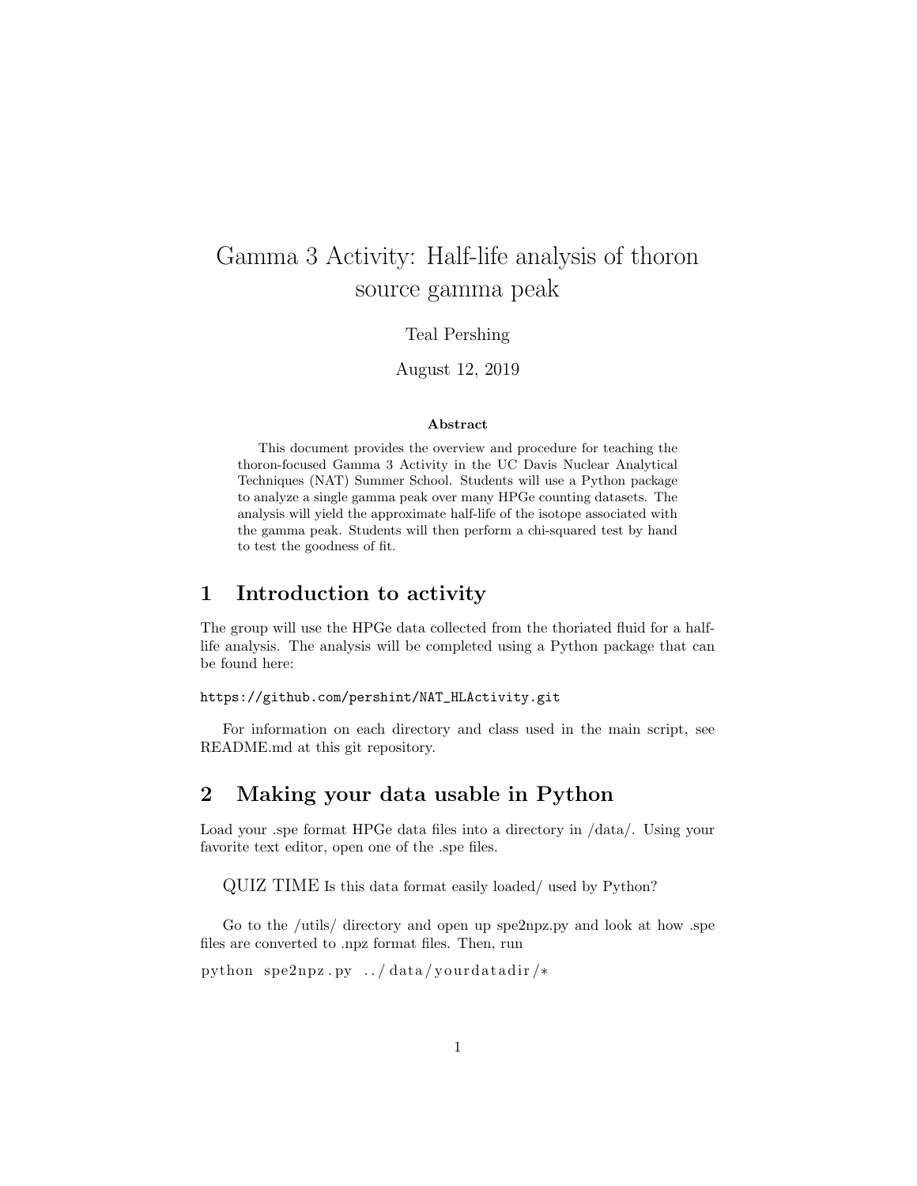# Gamma 3 Activity: Half-life analysis of thoron source gamma peak

Teal Pershing

August 12, 2019

**Abstract**

This document provides the overview and procedure for teaching the thoron-focused Gamma 3 Activity in the UC Davis Nuclear Analytical Techniques (NAT) Summer School. Students will use a Python package to analyze a single gamma peak over many HPGe counting datasets. The analysis will yield the approximate half-life of the isotope associated with the gamma peak. Students will then perform a chi-squared test by hand to test the goodness of fit.

## 1 Introduction to activity

The group will use the HPGe data collected from the thoriated fluid for a half-life analysis. The analysis will be completed using a Python package that can be found here:

`https://github.com/pershint/NAT_HLActivity.git`

For information on each directory and class used in the main script, see README.md at this git repository.

## 2 Making your data usable in Python

Load your .spe format HPGe data files into a directory in /data/. Using your favorite text editor, open one of the .spe files.

QUIZ TIME Is this data format easily loaded/ used by Python?

Go to the /utils/ directory and open up spe2npz.py and look at how .spe files are converted to .npz format files. Then, run

```
python spe2npz.py ../data/yourdatadir/*
```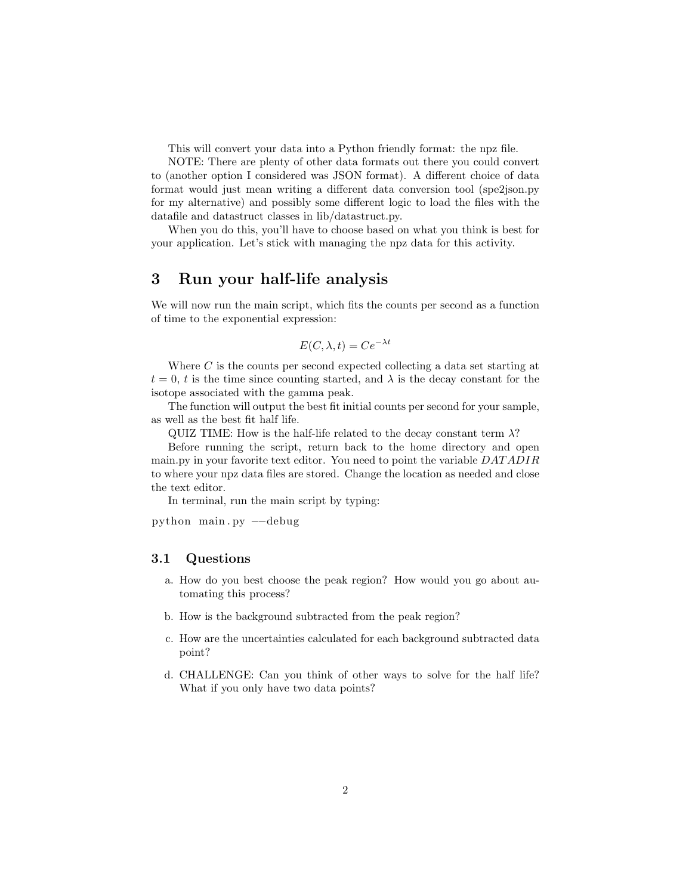This will convert your data into a Python friendly format: the npz file.

NOTE: There are plenty of other data formats out there you could convert to (another option I considered was JSON format). A different choice of data format would just mean writing a different data conversion tool (spe2json.py for my alternative) and possibly some different logic to load the files with the datafile and datastruct classes in lib/datastruct.py.

When you do this, you'll have to choose based on what you think is best for your application. Let's stick with managing the npz data for this activity.

## 3 Run your half-life analysis

We will now run the main script, which fits the counts per second as a function of time to the exponential expression:

$$E(C, \lambda, t) = Ce^{-\lambda t}$$

Where $C$ is the counts per second expected collecting a data set starting at $t = 0$, $t$ is the time since counting started, and $\lambda$ is the decay constant for the isotope associated with the gamma peak.

The function will output the best fit initial counts per second for your sample, as well as the best fit half life.

QUIZ TIME: How is the half-life related to the decay constant term $\lambda$?

Before running the script, return back to the home directory and open main.py in your favorite text editor. You need to point the variable $DATADIR$ to where your npz data files are stored. Change the location as needed and close the text editor.

In terminal, run the main script by typing:

```
python main.py --debug
```

### 3.1 Questions

a. How do you best choose the peak region? How would you go about automating this process?

b. How is the background subtracted from the peak region?

c. How are the uncertainties calculated for each background subtracted data point?

d. CHALLENGE: Can you think of other ways to solve for the half life? What if you only have two data points?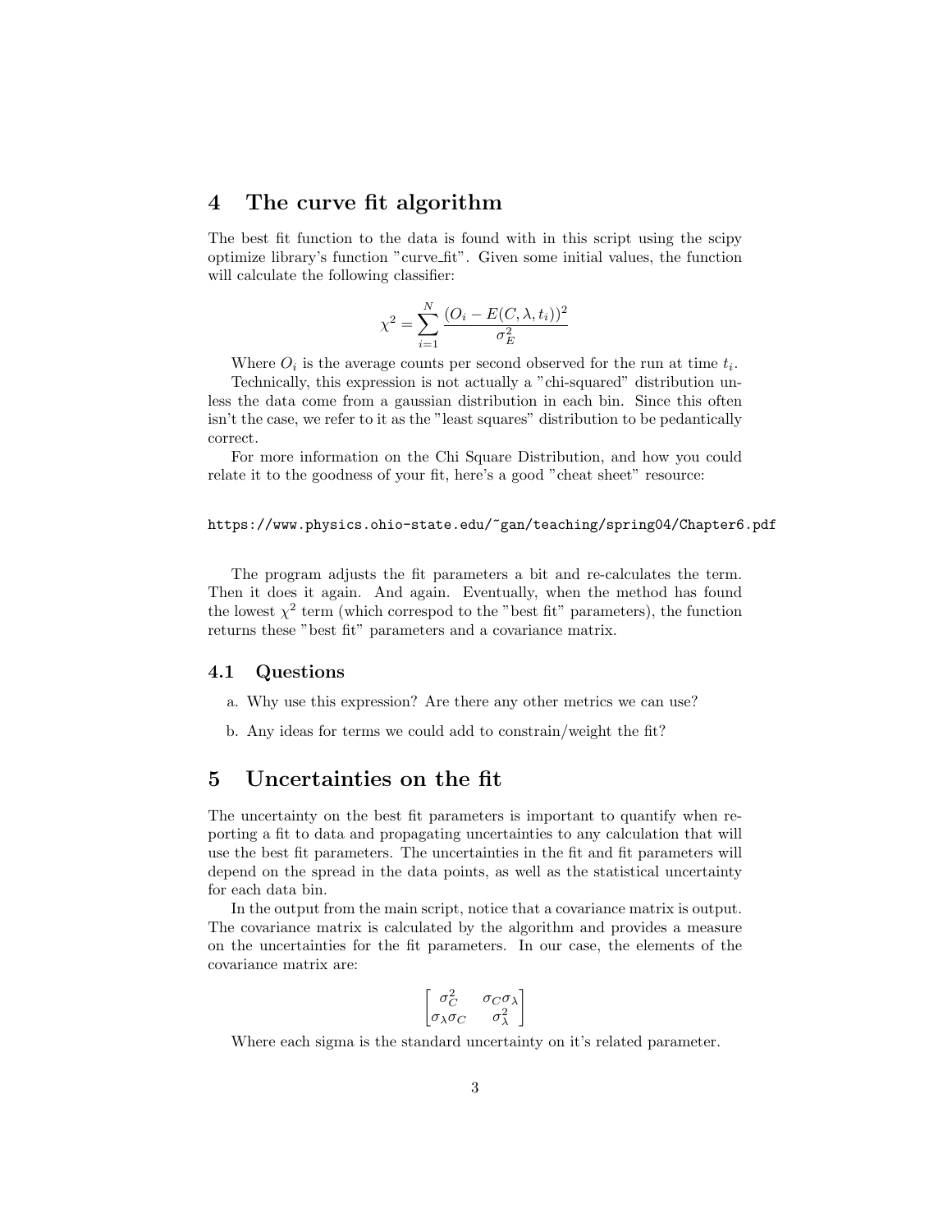# 4 The curve fit algorithm

The best fit function to the data is found with in this script using the scipy optimize library's function "curve_fit". Given some initial values, the function will calculate the following classifier:

$$\chi^2 = \sum_{i=1}^{N} \frac{(O_i - E(C, \lambda, t_i))^2}{\sigma_E^2}$$

Where $O_i$ is the average counts per second observed for the run at time $t_i$.

Technically, this expression is not actually a "chi-squared" distribution unless the data come from a gaussian distribution in each bin. Since this often isn't the case, we refer to it as the "least squares" distribution to be pedantically correct.

For more information on the Chi Square Distribution, and how you could relate it to the goodness of your fit, here's a good "cheat sheet" resource:

https://www.physics.ohio-state.edu/~gan/teaching/spring04/Chapter6.pdf

The program adjusts the fit parameters a bit and re-calculates the term. Then it does it again. And again. Eventually, when the method has found the lowest $\chi^2$ term (which correspod to the "best fit" parameters), the function returns these "best fit" parameters and a covariance matrix.

## 4.1 Questions

a. Why use this expression? Are there any other metrics we can use?

b. Any ideas for terms we could add to constrain/weight the fit?

# 5 Uncertainties on the fit

The uncertainty on the best fit parameters is important to quantify when reporting a fit to data and propagating uncertainties to any calculation that will use the best fit parameters. The uncertainties in the fit and fit parameters will depend on the spread in the data points, as well as the statistical uncertainty for each data bin.

In the output from the main script, notice that a covariance matrix is output. The covariance matrix is calculated by the algorithm and provides a measure on the uncertainties for the fit parameters. In our case, the elements of the covariance matrix are:

$$\begin{bmatrix} \sigma_C^2 & \sigma_C \sigma_\lambda \\ \sigma_\lambda \sigma_C & \sigma_\lambda^2 \end{bmatrix}$$

Where each sigma is the standard uncertainty on it's related parameter.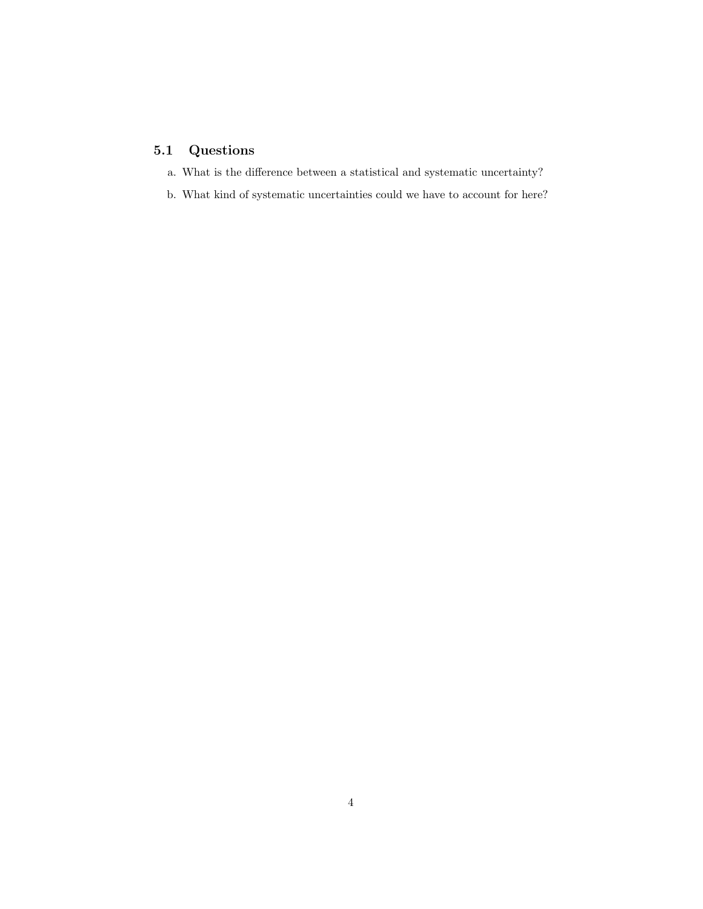### 5.1 Questions

a. What is the difference between a statistical and systematic uncertainty?

b. What kind of systematic uncertainties could we have to account for here?